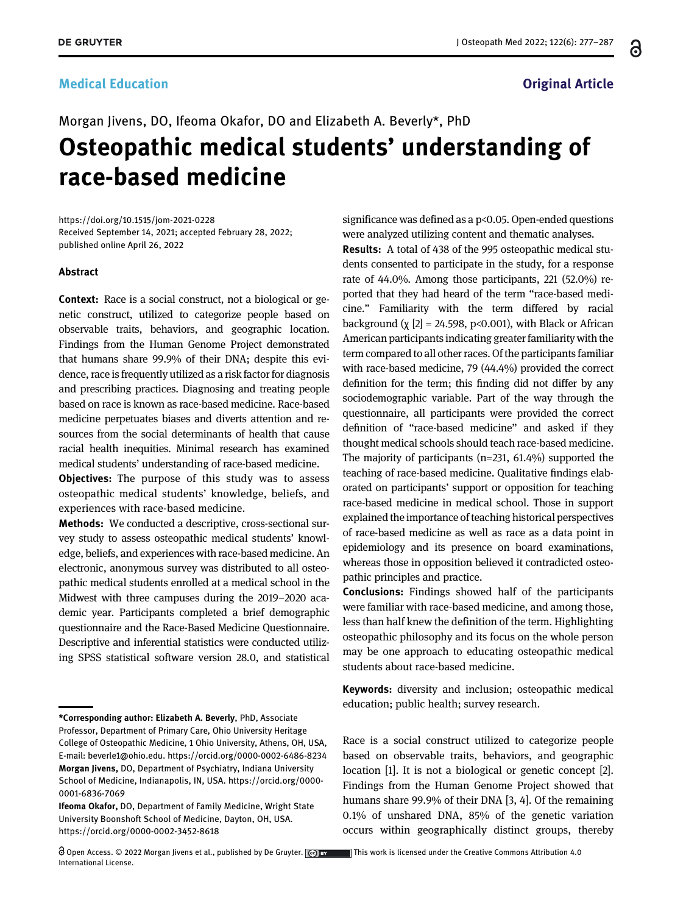Medical Education

Original Article

Morgan Jivens, DO, Ifeoma Okafor, DO and Elizabeth A. Beverly*, PhD

# Osteopathic medical students' understanding of race-based medicine

https://doi.org/10.1515/jom-2021-0228
Received September 14, 2021; accepted February 28, 2022; published online April 26, 2022

## Abstract

**Context:** Race is a social construct, not a biological or genetic construct, utilized to categorize people based on observable traits, behaviors, and geographic location. Findings from the Human Genome Project demonstrated that humans share 99.9% of their DNA; despite this evidence, race is frequently utilized as a risk factor for diagnosis and prescribing practices. Diagnosing and treating people based on race is known as race-based medicine. Race-based medicine perpetuates biases and diverts attention and resources from the social determinants of health that cause racial health inequities. Minimal research has examined medical students' understanding of race-based medicine.

**Objectives:** The purpose of this study was to assess osteopathic medical students' knowledge, beliefs, and experiences with race-based medicine.

**Methods:** We conducted a descriptive, cross-sectional survey study to assess osteopathic medical students' knowledge, beliefs, and experiences with race-based medicine. An electronic, anonymous survey was distributed to all osteopathic medical students enrolled at a medical school in the Midwest with three campuses during the 2019–2020 academic year. Participants completed a brief demographic questionnaire and the Race-Based Medicine Questionnaire. Descriptive and inferential statistics were conducted utilizing SPSS statistical software version 28.0, and statistical significance was defined as a $p<0.05$. Open-ended questions were analyzed utilizing content and thematic analyses.

**Results:** A total of 438 of the 995 osteopathic medical students consented to participate in the study, for a response rate of 44.0%. Among those participants, 221 (52.0%) reported that they had heard of the term "race-based medicine." Familiarity with the term differed by racial background ($\chi$ [2] = 24.598, $p<0.001$), with Black or African American participants indicating greater familiarity with the term compared to all other races. Of the participants familiar with race-based medicine, 79 (44.4%) provided the correct definition for the term; this finding did not differ by any sociodemographic variable. Part of the way through the questionnaire, all participants were provided the correct definition of "race-based medicine" and asked if they thought medical schools should teach race-based medicine. The majority of participants (n=231, 61.4%) supported the teaching of race-based medicine. Qualitative findings elaborated on participants' support or opposition for teaching race-based medicine in medical school. Those in support explained the importance of teaching historical perspectives of race-based medicine as well as race as a data point in epidemiology and its presence on board examinations, whereas those in opposition believed it contradicted osteopathic principles and practice.

**Conclusions:** Findings showed half of the participants were familiar with race-based medicine, and among those, less than half knew the definition of the term. Highlighting osteopathic philosophy and its focus on the whole person may be one approach to educating osteopathic medical students about race-based medicine.

**Keywords:** diversity and inclusion; osteopathic medical education; public health; survey research.

Race is a social construct utilized to categorize people based on observable traits, behaviors, and geographic location [1]. It is not a biological or genetic concept [2]. Findings from the Human Genome Project showed that humans share 99.9% of their DNA [3, 4]. Of the remaining 0.1% of unshared DNA, 85% of the genetic variation occurs within geographically distinct groups, thereby

---

***Corresponding author: Elizabeth A. Beverly**, PhD, Associate Professor, Department of Primary Care, Ohio University Heritage College of Osteopathic Medicine, 1 Ohio University, Athens, OH, USA, E-mail: beverle1@ohio.edu. https://orcid.org/0000-0002-6486-8234
**Morgan Jivens**, DO, Department of Psychiatry, Indiana University School of Medicine, Indianapolis, IN, USA. https://orcid.org/0000-0001-6836-7069
**Ifeoma Okafor**, DO, Department of Family Medicine, Wright State University Boonshoft School of Medicine, Dayton, OH, USA. https://orcid.org/0000-0002-3452-8618

Open Access. © 2022 Morgan Jivens et al., published by De Gruyter. This work is licensed under the Creative Commons Attribution 4.0 International License.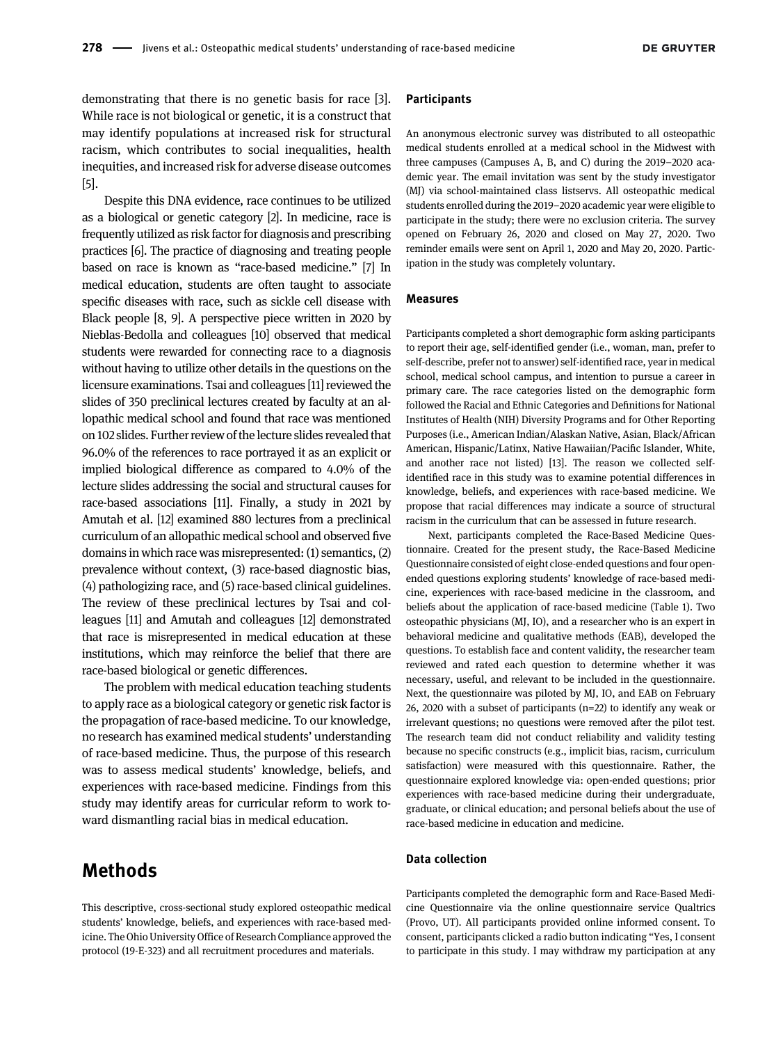demonstrating that there is no genetic basis for race [3]. While race is not biological or genetic, it is a construct that may identify populations at increased risk for structural racism, which contributes to social inequalities, health inequities, and increased risk for adverse disease outcomes [5].

Despite this DNA evidence, race continues to be utilized as a biological or genetic category [2]. In medicine, race is frequently utilized as risk factor for diagnosis and prescribing practices [6]. The practice of diagnosing and treating people based on race is known as "race-based medicine." [7] In medical education, students are often taught to associate specific diseases with race, such as sickle cell disease with Black people [8, 9]. A perspective piece written in 2020 by Nieblas-Bedolla and colleagues [10] observed that medical students were rewarded for connecting race to a diagnosis without having to utilize other details in the questions on the licensure examinations. Tsai and colleagues [11] reviewed the slides of 350 preclinical lectures created by faculty at an allopathic medical school and found that race was mentioned on 102 slides. Further review of the lecture slides revealed that 96.0% of the references to race portrayed it as an explicit or implied biological difference as compared to 4.0% of the lecture slides addressing the social and structural causes for race-based associations [11]. Finally, a study in 2021 by Amutah et al. [12] examined 880 lectures from a preclinical curriculum of an allopathic medical school and observed five domains in which race was misrepresented: (1) semantics, (2) prevalence without context, (3) race-based diagnostic bias, (4) pathologizing race, and (5) race-based clinical guidelines. The review of these preclinical lectures by Tsai and colleagues [11] and Amutah and colleagues [12] demonstrated that race is misrepresented in medical education at these institutions, which may reinforce the belief that there are race-based biological or genetic differences.

The problem with medical education teaching students to apply race as a biological category or genetic risk factor is the propagation of race-based medicine. To our knowledge, no research has examined medical students' understanding of race-based medicine. Thus, the purpose of this research was to assess medical students' knowledge, beliefs, and experiences with race-based medicine. Findings from this study may identify areas for curricular reform to work toward dismantling racial bias in medical education.

## Methods

This descriptive, cross-sectional study explored osteopathic medical students' knowledge, beliefs, and experiences with race-based medicine. The Ohio University Office of Research Compliance approved the protocol (19-E-323) and all recruitment procedures and materials.

### Participants

An anonymous electronic survey was distributed to all osteopathic medical students enrolled at a medical school in the Midwest with three campuses (Campuses A, B, and C) during the 2019–2020 academic year. The email invitation was sent by the study investigator (MJ) via school-maintained class listservs. All osteopathic medical students enrolled during the 2019–2020 academic year were eligible to participate in the study; there were no exclusion criteria. The survey opened on February 26, 2020 and closed on May 27, 2020. Two reminder emails were sent on April 1, 2020 and May 20, 2020. Participation in the study was completely voluntary.

### Measures

Participants completed a short demographic form asking participants to report their age, self-identified gender (i.e., woman, man, prefer to self-describe, prefer not to answer) self-identified race, year in medical school, medical school campus, and intention to pursue a career in primary care. The race categories listed on the demographic form followed the Racial and Ethnic Categories and Definitions for National Institutes of Health (NIH) Diversity Programs and for Other Reporting Purposes (i.e., American Indian/Alaskan Native, Asian, Black/African American, Hispanic/Latinx, Native Hawaiian/Pacific Islander, White, and another race not listed) [13]. The reason we collected self-identified race in this study was to examine potential differences in knowledge, beliefs, and experiences with race-based medicine. We propose that racial differences may indicate a source of structural racism in the curriculum that can be assessed in future research.

Next, participants completed the Race-Based Medicine Questionnaire. Created for the present study, the Race-Based Medicine Questionnaire consisted of eight close-ended questions and four open-ended questions exploring students' knowledge of race-based medicine, experiences with race-based medicine in the classroom, and beliefs about the application of race-based medicine (Table 1). Two osteopathic physicians (MJ, IO), and a researcher who is an expert in behavioral medicine and qualitative methods (EAB), developed the questions. To establish face and content validity, the researcher team reviewed and rated each question to determine whether it was necessary, useful, and relevant to be included in the questionnaire. Next, the questionnaire was piloted by MJ, IO, and EAB on February 26, 2020 with a subset of participants (n=22) to identify any weak or irrelevant questions; no questions were removed after the pilot test. The research team did not conduct reliability and validity testing because no specific constructs (e.g., implicit bias, racism, curriculum satisfaction) were measured with this questionnaire. Rather, the questionnaire explored knowledge via: open-ended questions; prior experiences with race-based medicine during their undergraduate, graduate, or clinical education; and personal beliefs about the use of race-based medicine in education and medicine.

### Data collection

Participants completed the demographic form and Race-Based Medicine Questionnaire via the online questionnaire service Qualtrics (Provo, UT). All participants provided online informed consent. To consent, participants clicked a radio button indicating "Yes, I consent to participate in this study. I may withdraw my participation at any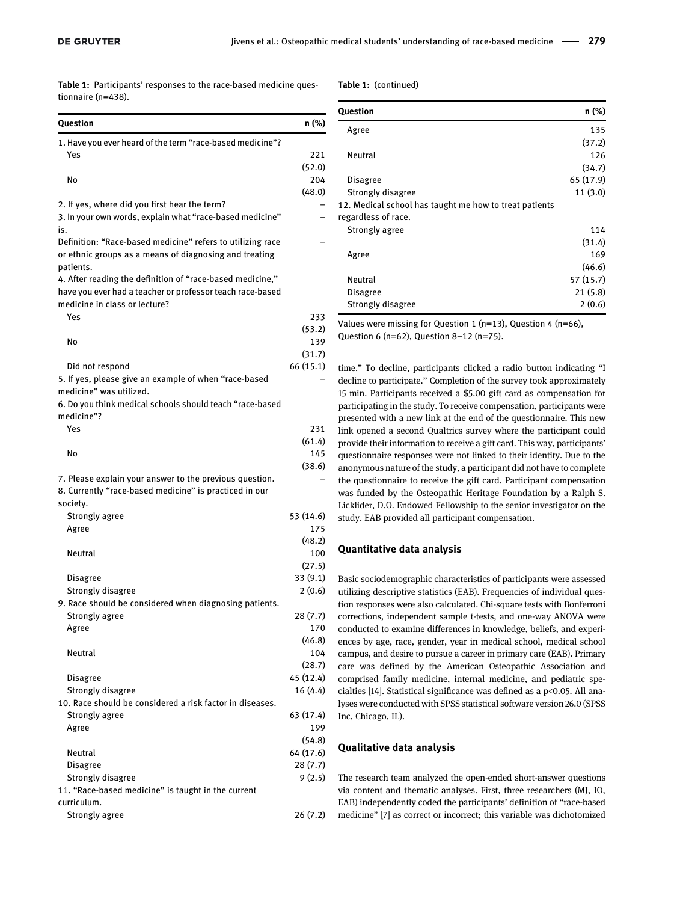**Table 1:** Participants' responses to the race-based medicine questionnaire (n=438).

| Question | n (%) |
|---|---|
| 1. Have you ever heard of the term "race-based medicine"? | |
| Yes | 221 (52.0) |
| No | 204 (48.0) |
| 2. If yes, where did you first hear the term? | – |
| 3. In your own words, explain what "race-based medicine" is. | – |
| Definition: "Race-based medicine" refers to utilizing race or ethnic groups as a means of diagnosing and treating patients. | – |
| 4. After reading the definition of "race-based medicine," have you ever had a teacher or professor teach race-based medicine in class or lecture? | |
| Yes | 233 (53.2) |
| No | 139 (31.7) |
| Did not respond | 66 (15.1) |
| 5. If yes, please give an example of when "race-based medicine" was utilized. | – |
| 6. Do you think medical schools should teach "race-based medicine"? | |
| Yes | 231 (61.4) |
| No | 145 (38.6) |
| 7. Please explain your answer to the previous question. | – |
| 8. Currently "race-based medicine" is practiced in our society. | |
| Strongly agree | 53 (14.6) |
| Agree | 175 (48.2) |
| Neutral | 100 (27.5) |
| Disagree | 33 (9.1) |
| Strongly disagree | 2 (0.6) |
| 9. Race should be considered when diagnosing patients. | |
| Strongly agree | 28 (7.7) |
| Agree | 170 (46.8) |
| Neutral | 104 (28.7) |
| Disagree | 45 (12.4) |
| Strongly disagree | 16 (4.4) |
| 10. Race should be considered a risk factor in diseases. | |
| Strongly agree | 63 (17.4) |
| Agree | 199 (54.8) |
| Neutral | 64 (17.6) |
| Disagree | 28 (7.7) |
| Strongly disagree | 9 (2.5) |
| 11. "Race-based medicine" is taught in the current curriculum. | |
| Strongly agree | 26 (7.2) |
| Agree | 135 (37.2) |
| Neutral | 126 (34.7) |
| Disagree | 65 (17.9) |
| Strongly disagree | 11 (3.0) |
| 12. Medical school has taught me how to treat patients regardless of race. | |
| Strongly agree | 114 (31.4) |
| Agree | 169 (46.6) |
| Neutral | 57 (15.7) |
| Disagree | 21 (5.8) |
| Strongly disagree | 2 (0.6) |

Values were missing for Question 1 (n=13), Question 4 (n=66), Question 6 (n=62), Question 8–12 (n=75).

time." To decline, participants clicked a radio button indicating "I decline to participate." Completion of the survey took approximately 15 min. Participants received a $5.00 gift card as compensation for participating in the study. To receive compensation, participants were presented with a new link at the end of the questionnaire. This new link opened a second Qualtrics survey where the participant could provide their information to receive a gift card. This way, participants' questionnaire responses were not linked to their identity. Due to the anonymous nature of the study, a participant did not have to complete the questionnaire to receive the gift card. Participant compensation was funded by the Osteopathic Heritage Foundation by a Ralph S. Licklider, D.O. Endowed Fellowship to the senior investigator on the study. EAB provided all participant compensation.

## Quantitative data analysis

Basic sociodemographic characteristics of participants were assessed utilizing descriptive statistics (EAB). Frequencies of individual question responses were also calculated. Chi-square tests with Bonferroni corrections, independent sample t-tests, and one-way ANOVA were conducted to examine differences in knowledge, beliefs, and experiences by age, race, gender, year in medical school, medical school campus, and desire to pursue a career in primary care (EAB). Primary care was defined by the American Osteopathic Association and comprised family medicine, internal medicine, and pediatric specialties [14]. Statistical significance was defined as a $p<0.05$. All analyses were conducted with SPSS statistical software version 26.0 (SPSS Inc, Chicago, IL).

## Qualitative data analysis

The research team analyzed the open-ended short-answer questions via content and thematic analyses. First, three researchers (MJ, IO, EAB) independently coded the participants' definition of "race-based medicine" [7] as correct or incorrect; this variable was dichotomized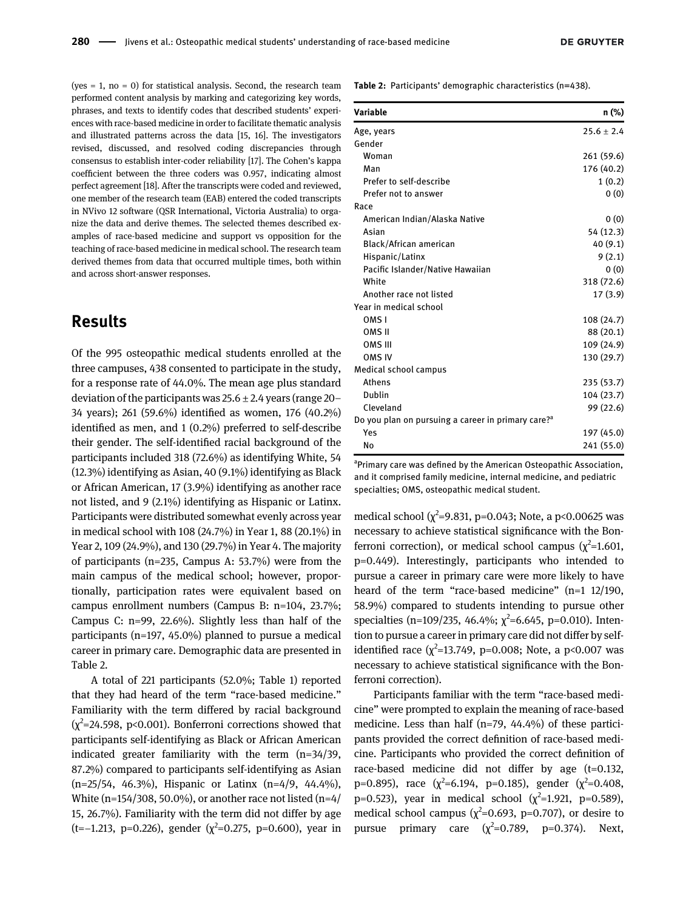(yes = 1, no = 0) for statistical analysis. Second, the research team performed content analysis by marking and categorizing key words, phrases, and texts to identify codes that described students' experiences with race-based medicine in order to facilitate thematic analysis and illustrated patterns across the data [15, 16]. The investigators revised, discussed, and resolved coding discrepancies through consensus to establish inter-coder reliability [17]. The Cohen's kappa coefficient between the three coders was 0.957, indicating almost perfect agreement [18]. After the transcripts were coded and reviewed, one member of the research team (EAB) entered the coded transcripts in NVivo 12 software (QSR International, Victoria Australia) to organize the data and derive themes. The selected themes described examples of race-based medicine and support vs opposition for the teaching of race-based medicine in medical school. The research team derived themes from data that occurred multiple times, both within and across short-answer responses.

## Results

Of the 995 osteopathic medical students enrolled at the three campuses, 438 consented to participate in the study, for a response rate of 44.0%. The mean age plus standard deviation of the participants was 25.6 ± 2.4 years (range 20–34 years); 261 (59.6%) identified as women, 176 (40.2%) identified as men, and 1 (0.2%) preferred to self-describe their gender. The self-identified racial background of the participants included 318 (72.6%) as identifying White, 54 (12.3%) identifying as Asian, 40 (9.1%) identifying as Black or African American, 17 (3.9%) identifying as another race not listed, and 9 (2.1%) identifying as Hispanic or Latinx. Participants were distributed somewhat evenly across year in medical school with 108 (24.7%) in Year 1, 88 (20.1%) in Year 2, 109 (24.9%), and 130 (29.7%) in Year 4. The majority of participants (n=235, Campus A: 53.7%) were from the main campus of the medical school; however, proportionally, participation rates were equivalent based on campus enrollment numbers (Campus B: n=104, 23.7%; Campus C: n=99, 22.6%). Slightly less than half of the participants (n=197, 45.0%) planned to pursue a medical career in primary care. Demographic data are presented in Table 2.

A total of 221 participants (52.0%; Table 1) reported that they had heard of the term "race-based medicine." Familiarity with the term differed by racial background ($\chi^2$=24.598, p<0.001). Bonferroni corrections showed that participants self-identifying as Black or African American indicated greater familiarity with the term (n=34/39, 87.2%) compared to participants self-identifying as Asian (n=25/54, 46.3%), Hispanic or Latinx (n=4/9, 44.4%), White (n=154/308, 50.0%), or another race not listed (n=4/15, 26.7%). Familiarity with the term did not differ by age (t=−1.213, p=0.226), gender ($\chi^2$=0.275, p=0.600), year in medical school ($\chi^2$=9.831, p=0.043; Note, a p<0.00625 was necessary to achieve statistical significance with the Bonferroni correction), or medical school campus ($\chi^2$=1.601, p=0.449). Interestingly, participants who intended to pursue a career in primary care were more likely to have heard of the term "race-based medicine" (n=1 12/190, 58.9%) compared to students intending to pursue other specialties (n=109/235, 46.4%; $\chi^2$=6.645, p=0.010). Intention to pursue a career in primary care did not differ by self-identified race ($\chi^2$=13.749, p=0.008; Note, a p<0.007 was necessary to achieve statistical significance with the Bonferroni correction).

Participants familiar with the term "race-based medicine" were prompted to explain the meaning of race-based medicine. Less than half (n=79, 44.4%) of these participants provided the correct definition of race-based medicine. Participants who provided the correct definition of race-based medicine did not differ by age (t=0.132, p=0.895), race ($\chi^2$=6.194, p=0.185), gender ($\chi^2$=0.408, p=0.523), year in medical school ($\chi^2$=1.921, p=0.589), medical school campus ($\chi^2$=0.693, p=0.707), or desire to pursue primary care ($\chi^2$=0.789, p=0.374). Next,

**Table 2:** Participants' demographic characteristics (n=438).

| Variable | n (%) |
|---|---|
| Age, years | 25.6 ± 2.4 |
| Gender | |
| Woman | 261 (59.6) |
| Man | 176 (40.2) |
| Prefer to self-describe | 1 (0.2) |
| Prefer not to answer | 0 (0) |
| Race | |
| American Indian/Alaska Native | 0 (0) |
| Asian | 54 (12.3) |
| Black/African american | 40 (9.1) |
| Hispanic/Latinx | 9 (2.1) |
| Pacific Islander/Native Hawaiian | 0 (0) |
| White | 318 (72.6) |
| Another race not listed | 17 (3.9) |
| Year in medical school | |
| OMS I | 108 (24.7) |
| OMS II | 88 (20.1) |
| OMS III | 109 (24.9) |
| OMS IV | 130 (29.7) |
| Medical school campus | |
| Athens | 235 (53.7) |
| Dublin | 104 (23.7) |
| Cleveland | 99 (22.6) |
| Do you plan on pursuing a career in primary care?[a] | |
| Yes | 197 (45.0) |
| No | 241 (55.0) |

[a]Primary care was defined by the American Osteopathic Association, and it comprised family medicine, internal medicine, and pediatric specialties; OMS, osteopathic medical student.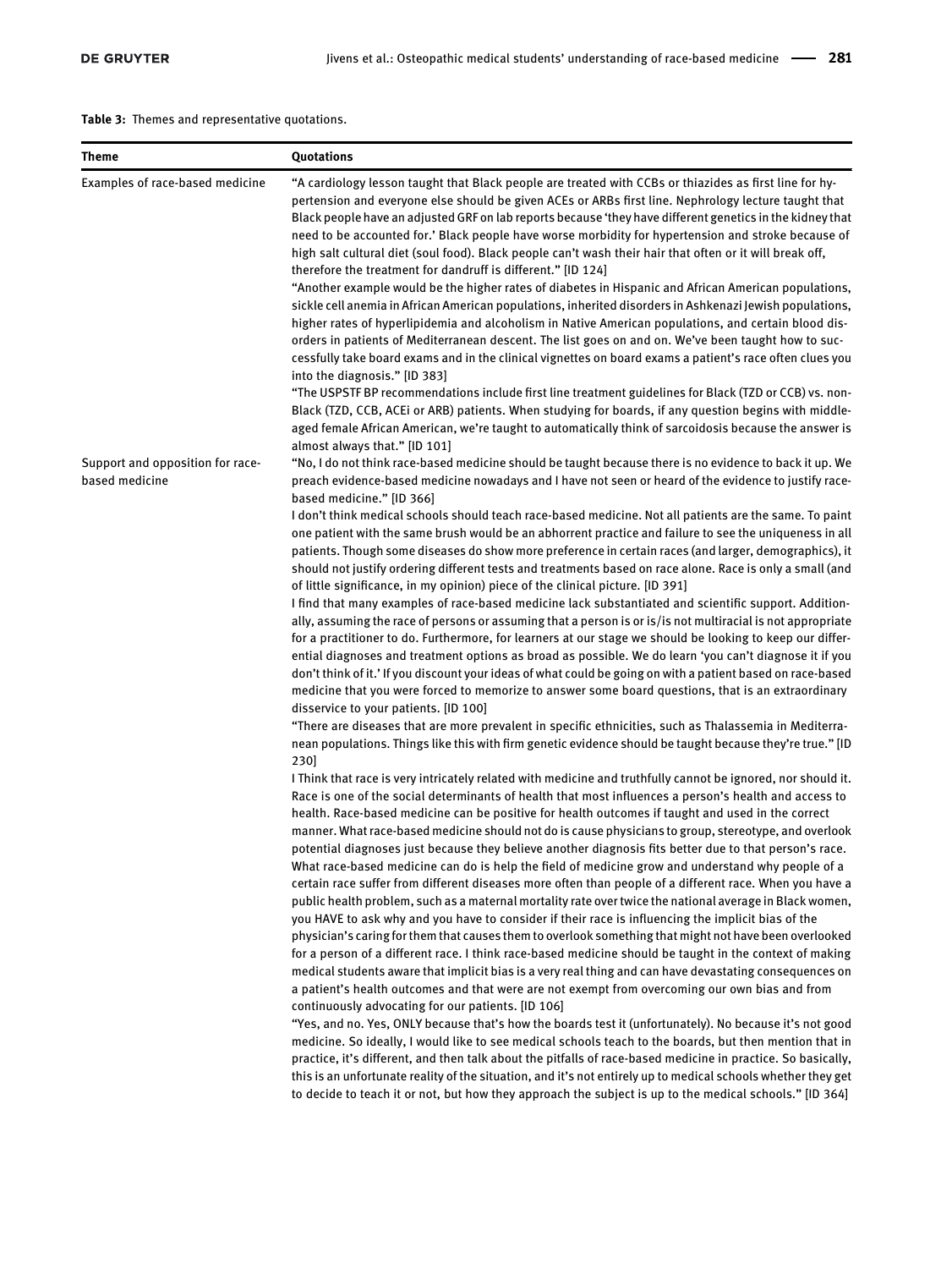**Table 3:** Themes and representative quotations.

| Theme | Quotations |
|---|---|
| Examples of race-based medicine | "A cardiology lesson taught that Black people are treated with CCBs or thiazides as first line for hypertension and everyone else should be given ACEs or ARBs first line. Nephrology lecture taught that Black people have an adjusted GRF on lab reports because 'they have different genetics in the kidney that need to be accounted for.' Black people have worse morbidity for hypertension and stroke because of high salt cultural diet (soul food). Black people can't wash their hair that often or it will break off, therefore the treatment for dandruff is different." [ID 124]<br>"Another example would be the higher rates of diabetes in Hispanic and African American populations, sickle cell anemia in African American populations, inherited disorders in Ashkenazi Jewish populations, higher rates of hyperlipidemia and alcoholism in Native American populations, and certain blood disorders in patients of Mediterranean descent. The list goes on and on. We've been taught how to successfully take board exams and in the clinical vignettes on board exams a patient's race often clues you into the diagnosis." [ID 383]<br>"The USPSTF BP recommendations include first line treatment guidelines for Black (TZD or CCB) vs. non-Black (TZD, CCB, ACEi or ARB) patients. When studying for boards, if any question begins with middle-aged female African American, we're taught to automatically think of sarcoidosis because the answer is almost always that." [ID 101] |
| Support and opposition for race-based medicine | "No, I do not think race-based medicine should be taught because there is no evidence to back it up. We preach evidence-based medicine nowadays and I have not seen or heard of the evidence to justify race-based medicine." [ID 366]<br>I don't think medical schools should teach race-based medicine. Not all patients are the same. To paint one patient with the same brush would be an abhorrent practice and failure to see the uniqueness in all patients. Though some diseases do show more preference in certain races (and larger, demographics), it should not justify ordering different tests and treatments based on race alone. Race is only a small (and of little significance, in my opinion) piece of the clinical picture. [ID 391]<br>I find that many examples of race-based medicine lack substantiated and scientific support. Additionally, assuming the race of persons or assuming that a person is or is/is not multiracial is not appropriate for a practitioner to do. Furthermore, for learners at our stage we should be looking to keep our differential diagnoses and treatment options as broad as possible. We do learn 'you can't diagnose it if you don't think of it.' If you discount your ideas of what could be going on with a patient based on race-based medicine that you were forced to memorize to answer some board questions, that is an extraordinary disservice to your patients. [ID 100]<br>"There are diseases that are more prevalent in specific ethnicities, such as Thalassemia in Mediterranean populations. Things like this with firm genetic evidence should be taught because they're true." [ID 230]<br>I Think that race is very intricately related with medicine and truthfully cannot be ignored, nor should it. Race is one of the social determinants of health that most influences a person's health and access to health. Race-based medicine can be positive for health outcomes if taught and used in the correct manner. What race-based medicine should not do is cause physicians to group, stereotype, and overlook potential diagnoses just because they believe another diagnosis fits better due to that person's race. What race-based medicine can do is help the field of medicine grow and understand why people of a certain race suffer from different diseases more often than people of a different race. When you have a public health problem, such as a maternal mortality rate over twice the national average in Black women, you HAVE to ask why and you have to consider if their race is influencing the implicit bias of the physician's caring for them that causes them to overlook something that might not have been overlooked for a person of a different race. I think race-based medicine should be taught in the context of making medical students aware that implicit bias is a very real thing and can have devastating consequences on a patient's health outcomes and that were are not exempt from overcoming our own bias and from continuously advocating for our patients. [ID 106]<br>"Yes, and no. Yes, ONLY because that's how the boards test it (unfortunately). No because it's not good medicine. So ideally, I would like to see medical schools teach to the boards, but then mention that in practice, it's different, and then talk about the pitfalls of race-based medicine in practice. So basically, this is an unfortunate reality of the situation, and it's not entirely up to medical schools whether they get to decide to teach it or not, but how they approach the subject is up to the medical schools." [ID 364] |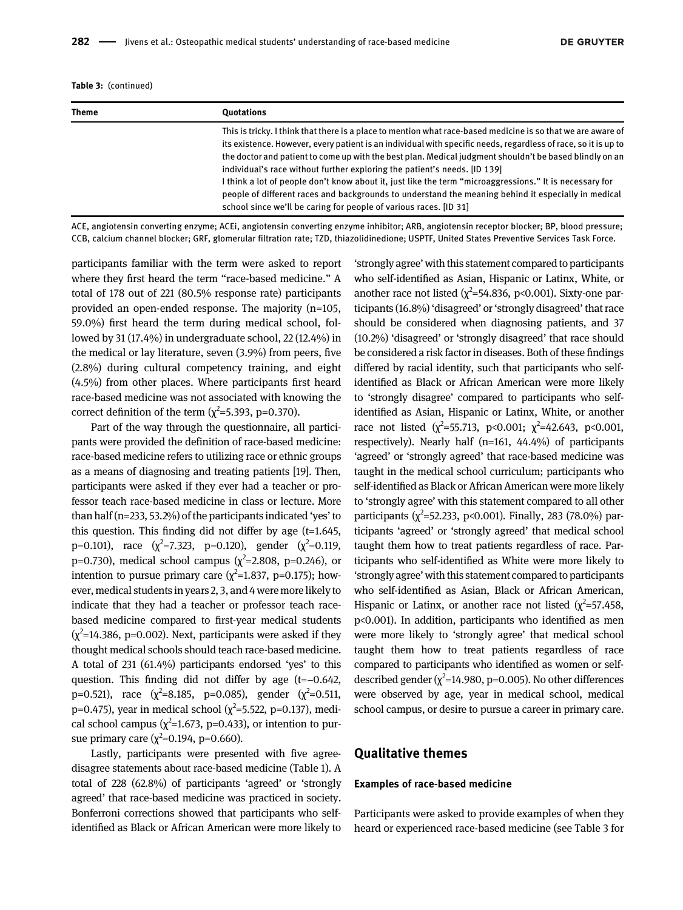**Table 3:** (continued)

| Theme | Quotations |
| --- | --- |
| | This is tricky. I think that there is a place to mention what race-based medicine is so that we are aware of its existence. However, every patient is an individual with specific needs, regardless of race, so it is up to the doctor and patient to come up with the best plan. Medical judgment shouldn't be based blindly on an individual's race without further exploring the patient's needs. [ID 139] I think a lot of people don't know about it, just like the term "microaggressions." It is necessary for people of different races and backgrounds to understand the meaning behind it especially in medical school since we'll be caring for people of various races. [ID 31] |

ACE, angiotensin converting enzyme; ACEi, angiotensin converting enzyme inhibitor; ARB, angiotensin receptor blocker; BP, blood pressure; CCB, calcium channel blocker; GRF, glomerular filtration rate; TZD, thiazolidinedione; USPTF, United States Preventive Services Task Force.

participants familiar with the term were asked to report where they first heard the term "race-based medicine." A total of 178 out of 221 (80.5% response rate) participants provided an open-ended response. The majority (n=105, 59.0%) first heard the term during medical school, followed by 31 (17.4%) in undergraduate school, 22 (12.4%) in the medical or lay literature, seven (3.9%) from peers, five (2.8%) during cultural competency training, and eight (4.5%) from other places. Where participants first heard race-based medicine was not associated with knowing the correct definition of the term ($\chi^2$=5.393, p=0.370).

Part of the way through the questionnaire, all participants were provided the definition of race-based medicine: race-based medicine refers to utilizing race or ethnic groups as a means of diagnosing and treating patients [19]. Then, participants were asked if they ever had a teacher or professor teach race-based medicine in class or lecture. More than half (n=233, 53.2%) of the participants indicated 'yes' to this question. This finding did not differ by age (t=1.645, p=0.101), race ($\chi^2$=7.323, p=0.120), gender ($\chi^2$=0.119, p=0.730), medical school campus ($\chi^2$=2.808, p=0.246), or intention to pursue primary care ($\chi^2$=1.837, p=0.175); however, medical students in years 2, 3, and 4 were more likely to indicate that they had a teacher or professor teach race-based medicine compared to first-year medical students ($\chi^2$=14.386, p=0.002). Next, participants were asked if they thought medical schools should teach race-based medicine. A total of 231 (61.4%) participants endorsed 'yes' to this question. This finding did not differ by age (t=−0.642, p=0.521), race ($\chi^2$=8.185, p=0.085), gender ($\chi^2$=0.511, p=0.475), year in medical school ($\chi^2$=5.522, p=0.137), medical school campus ($\chi^2$=1.673, p=0.433), or intention to pursue primary care ($\chi^2$=0.194, p=0.660).

Lastly, participants were presented with five agree-disagree statements about race-based medicine (Table 1). A total of 228 (62.8%) of participants 'agreed' or 'strongly agreed' that race-based medicine was practiced in society. Bonferroni corrections showed that participants who self-identified as Black or African American were more likely to 'strongly agree' with this statement compared to participants who self-identified as Asian, Hispanic or Latinx, White, or another race not listed ($\chi^2$=54.836, p<0.001). Sixty-one participants (16.8%) 'disagreed' or 'strongly disagreed' that race should be considered when diagnosing patients, and 37 (10.2%) 'disagreed' or 'strongly disagreed' that race should be considered a risk factor in diseases. Both of these findings differed by racial identity, such that participants who self-identified as Black or African American were more likely to 'strongly disagree' compared to participants who self-identified as Asian, Hispanic or Latinx, White, or another race not listed ($\chi^2$=55.713, p<0.001; $\chi^2$=42.643, p<0.001, respectively). Nearly half (n=161, 44.4%) of participants 'agreed' or 'strongly agreed' that race-based medicine was taught in the medical school curriculum; participants who self-identified as Black or African American were more likely to 'strongly agree' with this statement compared to all other participants ($\chi^2$=52.233, p<0.001). Finally, 283 (78.0%) participants 'agreed' or 'strongly agreed' that medical school taught them how to treat patients regardless of race. Participants who self-identified as White were more likely to 'strongly agree' with this statement compared to participants who self-identified as Asian, Black or African American, Hispanic or Latinx, or another race not listed ($\chi^2$=57.458, p<0.001). In addition, participants who identified as men were more likely to 'strongly agree' that medical school taught them how to treat patients regardless of race compared to participants who identified as women or self-described gender ($\chi^2$=14.980, p=0.005). No other differences were observed by age, year in medical school, medical school campus, or desire to pursue a career in primary care.

## Qualitative themes

### Examples of race-based medicine

Participants were asked to provide examples of when they heard or experienced race-based medicine (see Table 3 for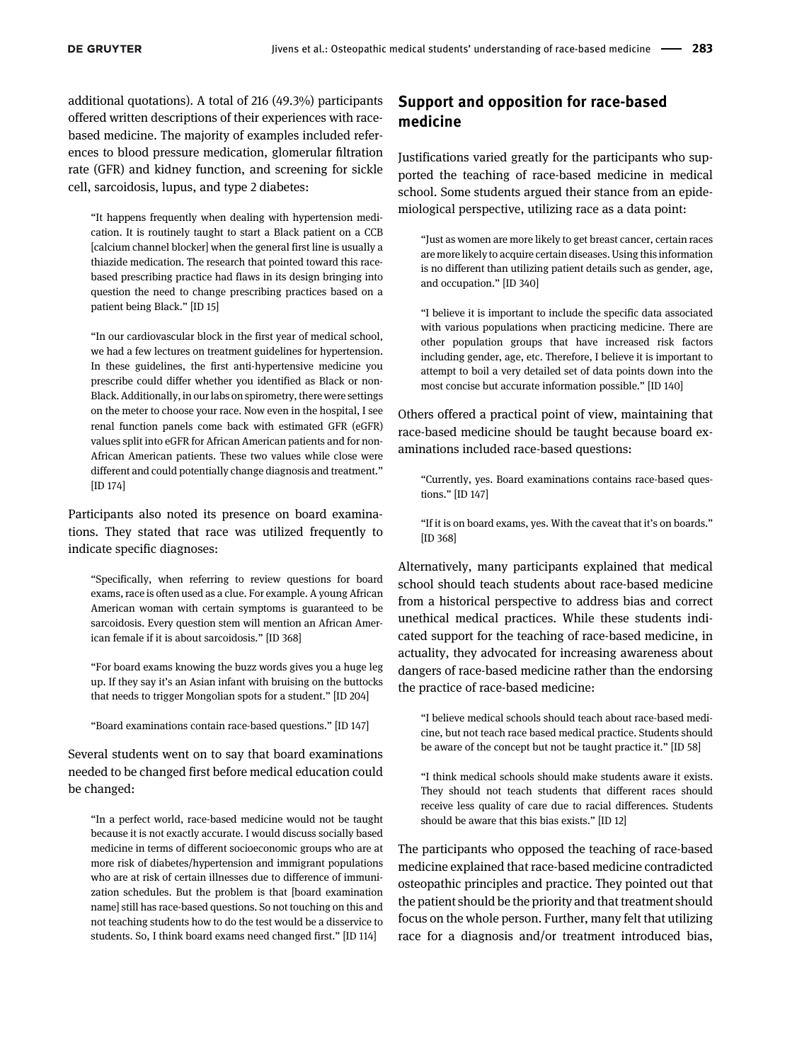additional quotations). A total of 216 (49.3%) participants offered written descriptions of their experiences with race-based medicine. The majority of examples included references to blood pressure medication, glomerular filtration rate (GFR) and kidney function, and screening for sickle cell, sarcoidosis, lupus, and type 2 diabetes:

> "It happens frequently when dealing with hypertension medication. It is routinely taught to start a Black patient on a CCB [calcium channel blocker] when the general first line is usually a thiazide medication. The research that pointed toward this race-based prescribing practice had flaws in its design bringing into question the need to change prescribing practices based on a patient being Black." [ID 15]

> "In our cardiovascular block in the first year of medical school, we had a few lectures on treatment guidelines for hypertension. In these guidelines, the first anti-hypertensive medicine you prescribe could differ whether you identified as Black or non-Black. Additionally, in our labs on spirometry, there were settings on the meter to choose your race. Now even in the hospital, I see renal function panels come back with estimated GFR (eGFR) values split into eGFR for African American patients and for non-African American patients. These two values while close were different and could potentially change diagnosis and treatment." [ID 174]

Participants also noted its presence on board examinations. They stated that race was utilized frequently to indicate specific diagnoses:

> "Specifically, when referring to review questions for board exams, race is often used as a clue. For example. A young African American woman with certain symptoms is guaranteed to be sarcoidosis. Every question stem will mention an African American female if it is about sarcoidosis." [ID 368]

> "For board exams knowing the buzz words gives you a huge leg up. If they say it's an Asian infant with bruising on the buttocks that needs to trigger Mongolian spots for a student." [ID 204]

> "Board examinations contain race-based questions." [ID 147]

Several students went on to say that board examinations needed to be changed first before medical education could be changed:

> "In a perfect world, race-based medicine would not be taught because it is not exactly accurate. I would discuss socially based medicine in terms of different socioeconomic groups who are at more risk of diabetes/hypertension and immigrant populations who are at risk of certain illnesses due to difference of immunization schedules. But the problem is that [board examination name] still has race-based questions. So not touching on this and not teaching students how to do the test would be a disservice to students. So, I think board exams need changed first." [ID 114]

## Support and opposition for race-based medicine

Justifications varied greatly for the participants who supported the teaching of race-based medicine in medical school. Some students argued their stance from an epidemiological perspective, utilizing race as a data point:

> "Just as women are more likely to get breast cancer, certain races are more likely to acquire certain diseases. Using this information is no different than utilizing patient details such as gender, age, and occupation." [ID 340]

> "I believe it is important to include the specific data associated with various populations when practicing medicine. There are other population groups that have increased risk factors including gender, age, etc. Therefore, I believe it is important to attempt to boil a very detailed set of data points down into the most concise but accurate information possible." [ID 140]

Others offered a practical point of view, maintaining that race-based medicine should be taught because board examinations included race-based questions:

> "Currently, yes. Board examinations contains race-based questions." [ID 147]

> "If it is on board exams, yes. With the caveat that it's on boards." [ID 368]

Alternatively, many participants explained that medical school should teach students about race-based medicine from a historical perspective to address bias and correct unethical medical practices. While these students indicated support for the teaching of race-based medicine, in actuality, they advocated for increasing awareness about dangers of race-based medicine rather than the endorsing the practice of race-based medicine:

> "I believe medical schools should teach about race-based medicine, but not teach race based medical practice. Students should be aware of the concept but not be taught practice it." [ID 58]

> "I think medical schools should make students aware it exists. They should not teach students that different races should receive less quality of care due to racial differences. Students should be aware that this bias exists." [ID 12]

The participants who opposed the teaching of race-based medicine explained that race-based medicine contradicted osteopathic principles and practice. They pointed out that the patient should be the priority and that treatment should focus on the whole person. Further, many felt that utilizing race for a diagnosis and/or treatment introduced bias,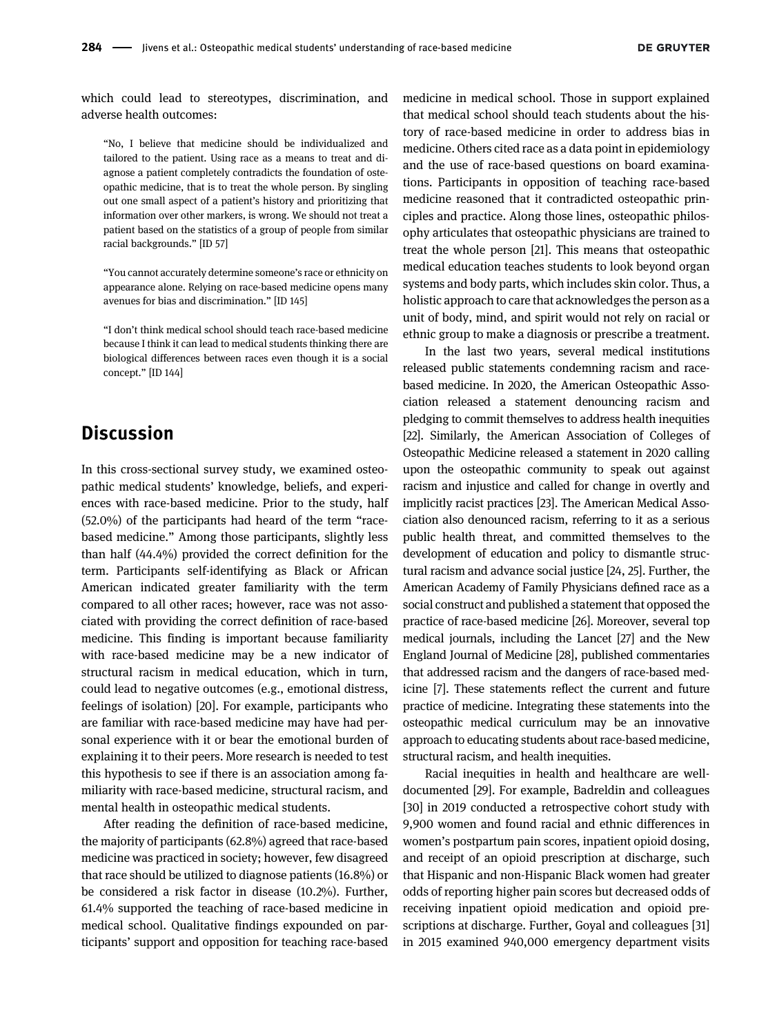which could lead to stereotypes, discrimination, and adverse health outcomes:

> "No, I believe that medicine should be individualized and tailored to the patient. Using race as a means to treat and diagnose a patient completely contradicts the foundation of osteopathic medicine, that is to treat the whole person. By singling out one small aspect of a patient's history and prioritizing that information over other markers, is wrong. We should not treat a patient based on the statistics of a group of people from similar racial backgrounds." [ID 57]

> "You cannot accurately determine someone's race or ethnicity on appearance alone. Relying on race-based medicine opens many avenues for bias and discrimination." [ID 145]

> "I don't think medical school should teach race-based medicine because I think it can lead to medical students thinking there are biological differences between races even though it is a social concept." [ID 144]

## Discussion

In this cross-sectional survey study, we examined osteopathic medical students' knowledge, beliefs, and experiences with race-based medicine. Prior to the study, half (52.0%) of the participants had heard of the term "race-based medicine." Among those participants, slightly less than half (44.4%) provided the correct definition for the term. Participants self-identifying as Black or African American indicated greater familiarity with the term compared to all other races; however, race was not associated with providing the correct definition of race-based medicine. This finding is important because familiarity with race-based medicine may be a new indicator of structural racism in medical education, which in turn, could lead to negative outcomes (e.g., emotional distress, feelings of isolation) [20]. For example, participants who are familiar with race-based medicine may have had personal experience with it or bear the emotional burden of explaining it to their peers. More research is needed to test this hypothesis to see if there is an association among familiarity with race-based medicine, structural racism, and mental health in osteopathic medical students.

After reading the definition of race-based medicine, the majority of participants (62.8%) agreed that race-based medicine was practiced in society; however, few disagreed that race should be utilized to diagnose patients (16.8%) or be considered a risk factor in disease (10.2%). Further, 61.4% supported the teaching of race-based medicine in medical school. Qualitative findings expounded on participants' support and opposition for teaching race-based medicine in medical school. Those in support explained that medical school should teach students about the history of race-based medicine in order to address bias in medicine. Others cited race as a data point in epidemiology and the use of race-based questions on board examinations. Participants in opposition of teaching race-based medicine reasoned that it contradicted osteopathic principles and practice. Along those lines, osteopathic philosophy articulates that osteopathic physicians are trained to treat the whole person [21]. This means that osteopathic medical education teaches students to look beyond organ systems and body parts, which includes skin color. Thus, a holistic approach to care that acknowledges the person as a unit of body, mind, and spirit would not rely on racial or ethnic group to make a diagnosis or prescribe a treatment.

In the last two years, several medical institutions released public statements condemning racism and race-based medicine. In 2020, the American Osteopathic Association released a statement denouncing racism and pledging to commit themselves to address health inequities [22]. Similarly, the American Association of Colleges of Osteopathic Medicine released a statement in 2020 calling upon the osteopathic community to speak out against racism and injustice and called for change in overtly and implicitly racist practices [23]. The American Medical Association also denounced racism, referring to it as a serious public health threat, and committed themselves to the development of education and policy to dismantle structural racism and advance social justice [24, 25]. Further, the American Academy of Family Physicians defined race as a social construct and published a statement that opposed the practice of race-based medicine [26]. Moreover, several top medical journals, including the Lancet [27] and the New England Journal of Medicine [28], published commentaries that addressed racism and the dangers of race-based medicine [7]. These statements reflect the current and future practice of medicine. Integrating these statements into the osteopathic medical curriculum may be an innovative approach to educating students about race-based medicine, structural racism, and health inequities.

Racial inequities in health and healthcare are well-documented [29]. For example, Badreldin and colleagues [30] in 2019 conducted a retrospective cohort study with 9,900 women and found racial and ethnic differences in women's postpartum pain scores, inpatient opioid dosing, and receipt of an opioid prescription at discharge, such that Hispanic and non-Hispanic Black women had greater odds of reporting higher pain scores but decreased odds of receiving inpatient opioid medication and opioid prescriptions at discharge. Further, Goyal and colleagues [31] in 2015 examined 940,000 emergency department visits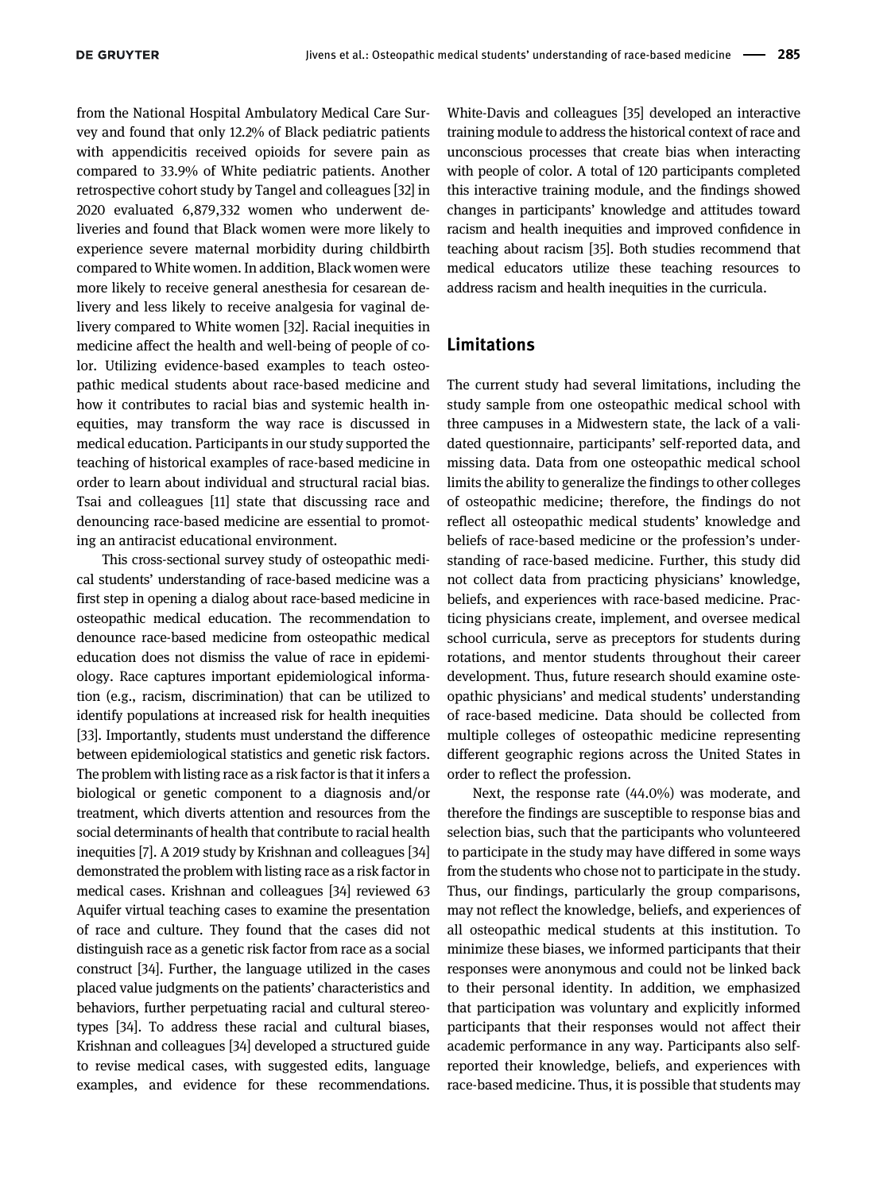from the National Hospital Ambulatory Medical Care Survey and found that only 12.2% of Black pediatric patients with appendicitis received opioids for severe pain as compared to 33.9% of White pediatric patients. Another retrospective cohort study by Tangel and colleagues [32] in 2020 evaluated 6,879,332 women who underwent deliveries and found that Black women were more likely to experience severe maternal morbidity during childbirth compared to White women. In addition, Black women were more likely to receive general anesthesia for cesarean delivery and less likely to receive analgesia for vaginal delivery compared to White women [32]. Racial inequities in medicine affect the health and well-being of people of color. Utilizing evidence-based examples to teach osteopathic medical students about race-based medicine and how it contributes to racial bias and systemic health inequities, may transform the way race is discussed in medical education. Participants in our study supported the teaching of historical examples of race-based medicine in order to learn about individual and structural racial bias. Tsai and colleagues [11] state that discussing race and denouncing race-based medicine are essential to promoting an antiracist educational environment.

This cross-sectional survey study of osteopathic medical students' understanding of race-based medicine was a first step in opening a dialog about race-based medicine in osteopathic medical education. The recommendation to denounce race-based medicine from osteopathic medical education does not dismiss the value of race in epidemiology. Race captures important epidemiological information (e.g., racism, discrimination) that can be utilized to identify populations at increased risk for health inequities [33]. Importantly, students must understand the difference between epidemiological statistics and genetic risk factors. The problem with listing race as a risk factor is that it infers a biological or genetic component to a diagnosis and/or treatment, which diverts attention and resources from the social determinants of health that contribute to racial health inequities [7]. A 2019 study by Krishnan and colleagues [34] demonstrated the problem with listing race as a risk factor in medical cases. Krishnan and colleagues [34] reviewed 63 Aquifer virtual teaching cases to examine the presentation of race and culture. They found that the cases did not distinguish race as a genetic risk factor from race as a social construct [34]. Further, the language utilized in the cases placed value judgments on the patients' characteristics and behaviors, further perpetuating racial and cultural stereotypes [34]. To address these racial and cultural biases, Krishnan and colleagues [34] developed a structured guide to revise medical cases, with suggested edits, language examples, and evidence for these recommendations. White-Davis and colleagues [35] developed an interactive training module to address the historical context of race and unconscious processes that create bias when interacting with people of color. A total of 120 participants completed this interactive training module, and the findings showed changes in participants' knowledge and attitudes toward racism and health inequities and improved confidence in teaching about racism [35]. Both studies recommend that medical educators utilize these teaching resources to address racism and health inequities in the curricula.

## Limitations

The current study had several limitations, including the study sample from one osteopathic medical school with three campuses in a Midwestern state, the lack of a validated questionnaire, participants' self-reported data, and missing data. Data from one osteopathic medical school limits the ability to generalize the findings to other colleges of osteopathic medicine; therefore, the findings do not reflect all osteopathic medical students' knowledge and beliefs of race-based medicine or the profession's understanding of race-based medicine. Further, this study did not collect data from practicing physicians' knowledge, beliefs, and experiences with race-based medicine. Practicing physicians create, implement, and oversee medical school curricula, serve as preceptors for students during rotations, and mentor students throughout their career development. Thus, future research should examine osteopathic physicians' and medical students' understanding of race-based medicine. Data should be collected from multiple colleges of osteopathic medicine representing different geographic regions across the United States in order to reflect the profession.

Next, the response rate (44.0%) was moderate, and therefore the findings are susceptible to response bias and selection bias, such that the participants who volunteered to participate in the study may have differed in some ways from the students who chose not to participate in the study. Thus, our findings, particularly the group comparisons, may not reflect the knowledge, beliefs, and experiences of all osteopathic medical students at this institution. To minimize these biases, we informed participants that their responses were anonymous and could not be linked back to their personal identity. In addition, we emphasized that participation was voluntary and explicitly informed participants that their responses would not affect their academic performance in any way. Participants also self-reported their knowledge, beliefs, and experiences with race-based medicine. Thus, it is possible that students may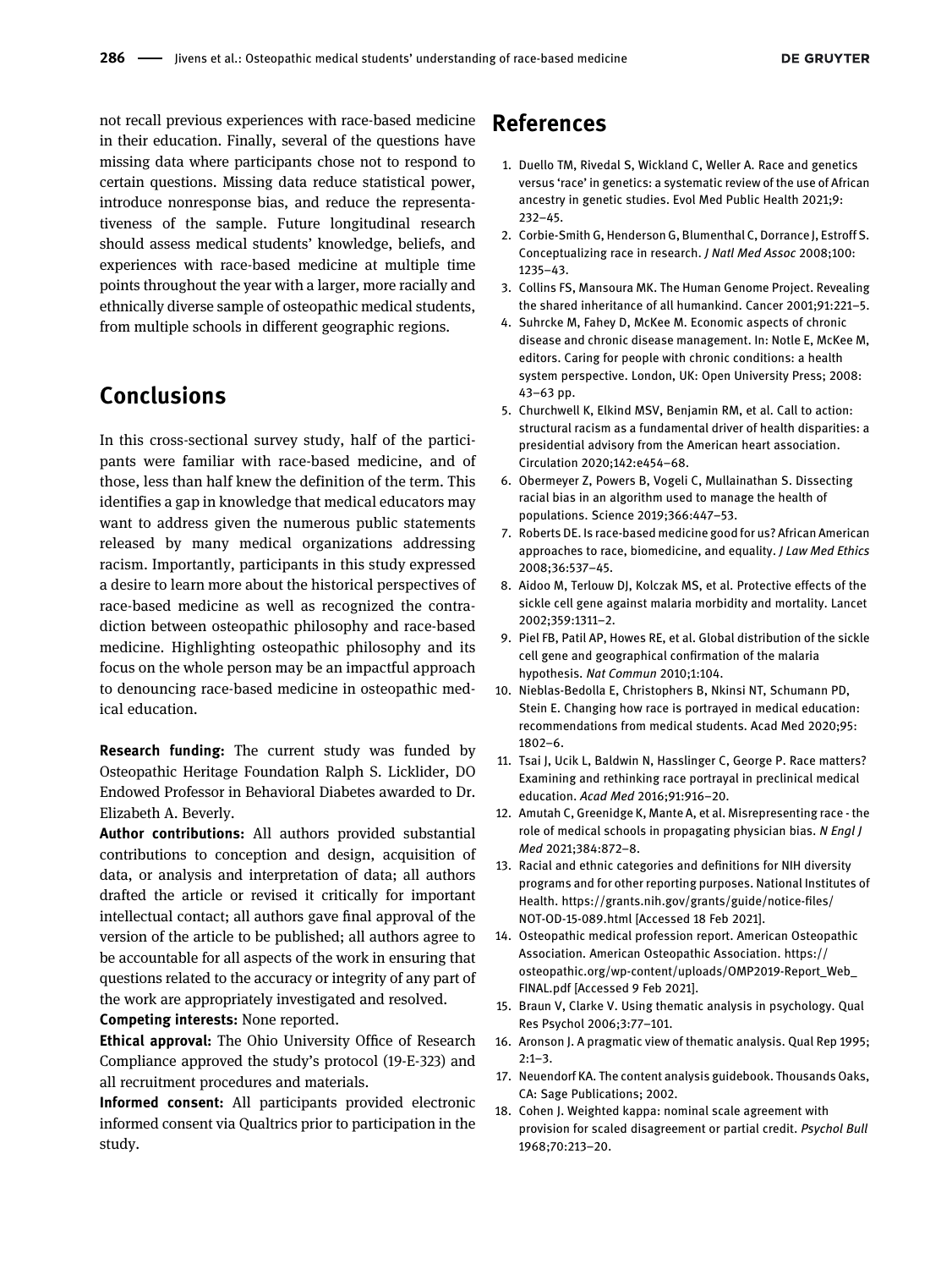not recall previous experiences with race-based medicine in their education. Finally, several of the questions have missing data where participants chose not to respond to certain questions. Missing data reduce statistical power, introduce nonresponse bias, and reduce the representativeness of the sample. Future longitudinal research should assess medical students' knowledge, beliefs, and experiences with race-based medicine at multiple time points throughout the year with a larger, more racially and ethnically diverse sample of osteopathic medical students, from multiple schools in different geographic regions.

## Conclusions

In this cross-sectional survey study, half of the participants were familiar with race-based medicine, and of those, less than half knew the definition of the term. This identifies a gap in knowledge that medical educators may want to address given the numerous public statements released by many medical organizations addressing racism. Importantly, participants in this study expressed a desire to learn more about the historical perspectives of race-based medicine as well as recognized the contradiction between osteopathic philosophy and race-based medicine. Highlighting osteopathic philosophy and its focus on the whole person may be an impactful approach to denouncing race-based medicine in osteopathic medical education.

**Research funding:** The current study was funded by Osteopathic Heritage Foundation Ralph S. Licklider, DO Endowed Professor in Behavioral Diabetes awarded to Dr. Elizabeth A. Beverly.

**Author contributions:** All authors provided substantial contributions to conception and design, acquisition of data, or analysis and interpretation of data; all authors drafted the article or revised it critically for important intellectual contact; all authors gave final approval of the version of the article to be published; all authors agree to be accountable for all aspects of the work in ensuring that questions related to the accuracy or integrity of any part of the work are appropriately investigated and resolved.

**Competing interests:** None reported.

**Ethical approval:** The Ohio University Office of Research Compliance approved the study's protocol (19-E-323) and all recruitment procedures and materials.

**Informed consent:** All participants provided electronic informed consent via Qualtrics prior to participation in the study.

## References

1. Duello TM, Rivedal S, Wickland C, Weller A. Race and genetics versus 'race' in genetics: a systematic review of the use of African ancestry in genetic studies. Evol Med Public Health 2021;9: 232–45.
2. Corbie-Smith G, Henderson G, Blumenthal C, Dorrance J, Estroff S. Conceptualizing race in research. *J Natl Med Assoc* 2008;100: 1235–43.
3. Collins FS, Mansoura MK. The Human Genome Project. Revealing the shared inheritance of all humankind. Cancer 2001;91:221–5.
4. Suhrcke M, Fahey D, McKee M. Economic aspects of chronic disease and chronic disease management. In: Notle E, McKee M, editors. Caring for people with chronic conditions: a health system perspective. London, UK: Open University Press; 2008: 43–63 pp.
5. Churchwell K, Elkind MSV, Benjamin RM, et al. Call to action: structural racism as a fundamental driver of health disparities: a presidential advisory from the American heart association. Circulation 2020;142:e454–68.
6. Obermeyer Z, Powers B, Vogeli C, Mullainathan S. Dissecting racial bias in an algorithm used to manage the health of populations. Science 2019;366:447–53.
7. Roberts DE. Is race-based medicine good for us? African American approaches to race, biomedicine, and equality. *J Law Med Ethics* 2008;36:537–45.
8. Aidoo M, Terlouw DJ, Kolczak MS, et al. Protective effects of the sickle cell gene against malaria morbidity and mortality. Lancet 2002;359:1311–2.
9. Piel FB, Patil AP, Howes RE, et al. Global distribution of the sickle cell gene and geographical confirmation of the malaria hypothesis. *Nat Commun* 2010;1:104.
10. Nieblas-Bedolla E, Christophers B, Nkinsi NT, Schumann PD, Stein E. Changing how race is portrayed in medical education: recommendations from medical students. Acad Med 2020;95: 1802–6.
11. Tsai J, Ucik L, Baldwin N, Hasslinger C, George P. Race matters? Examining and rethinking race portrayal in preclinical medical education. *Acad Med* 2016;91:916–20.
12. Amutah C, Greenidge K, Mante A, et al. Misrepresenting race - the role of medical schools in propagating physician bias. *N Engl J Med* 2021;384:872–8.
13. Racial and ethnic categories and definitions for NIH diversity programs and for other reporting purposes. National Institutes of Health. https://grants.nih.gov/grants/guide/notice-files/NOT-OD-15-089.html [Accessed 18 Feb 2021].
14. Osteopathic medical profession report. American Osteopathic Association. American Osteopathic Association. https://osteopathic.org/wp-content/uploads/OMP2019-Report_Web_FINAL.pdf [Accessed 9 Feb 2021].
15. Braun V, Clarke V. Using thematic analysis in psychology. Qual Res Psychol 2006;3:77–101.
16. Aronson J. A pragmatic view of thematic analysis. Qual Rep 1995; 2:1–3.
17. Neuendorf KA. The content analysis guidebook. Thousands Oaks, CA: Sage Publications; 2002.
18. Cohen J. Weighted kappa: nominal scale agreement with provision for scaled disagreement or partial credit. *Psychol Bull* 1968;70:213–20.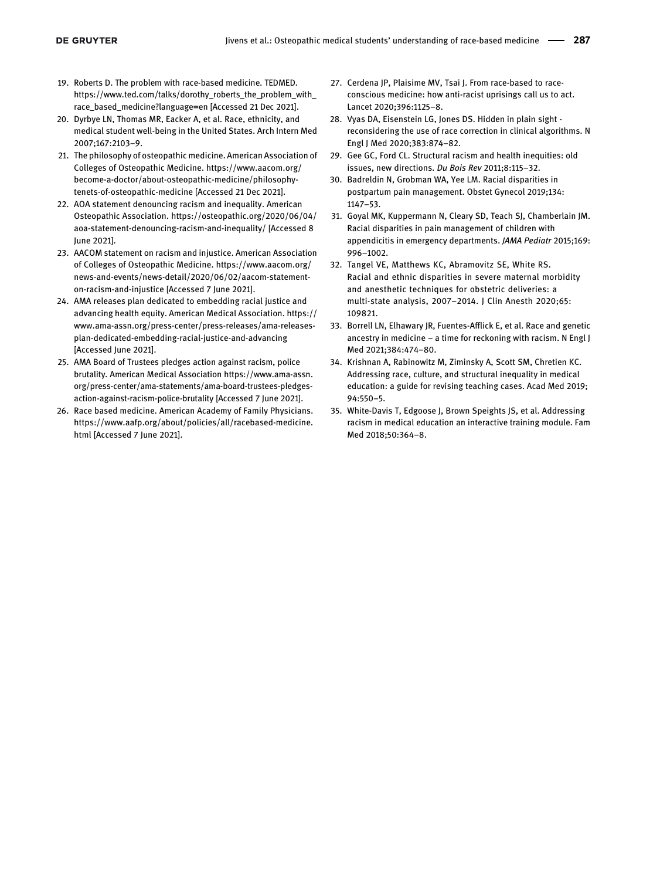19. Roberts D. The problem with race-based medicine. TEDMED. https://www.ted.com/talks/dorothy_roberts_the_problem_with_race_based_medicine?language=en [Accessed 21 Dec 2021].
20. Dyrbye LN, Thomas MR, Eacker A, et al. Race, ethnicity, and medical student well-being in the United States. Arch Intern Med 2007;167:2103–9.
21. The philosophy of osteopathic medicine. American Association of Colleges of Osteopathic Medicine. https://www.aacom.org/become-a-doctor/about-osteopathic-medicine/philosophy-tenets-of-osteopathic-medicine [Accessed 21 Dec 2021].
22. AOA statement denouncing racism and inequality. American Osteopathic Association. https://osteopathic.org/2020/06/04/aoa-statement-denouncing-racism-and-inequality/ [Accessed 8 June 2021].
23. AACOM statement on racism and injustice. American Association of Colleges of Osteopathic Medicine. https://www.aacom.org/news-and-events/news-detail/2020/06/02/aacom-statement-on-racism-and-injustice [Accessed 7 June 2021].
24. AMA releases plan dedicated to embedding racial justice and advancing health equity. American Medical Association. https://www.ama-assn.org/press-center/press-releases/ama-releases-plan-dedicated-embedding-racial-justice-and-advancing [Accessed June 2021].
25. AMA Board of Trustees pledges action against racism, police brutality. American Medical Association https://www.ama-assn.org/press-center/ama-statements/ama-board-trustees-pledges-action-against-racism-police-brutality [Accessed 7 June 2021].
26. Race based medicine. American Academy of Family Physicians. https://www.aafp.org/about/policies/all/racebased-medicine.html [Accessed 7 June 2021].
27. Cerdena JP, Plaisime MV, Tsai J. From race-based to race-conscious medicine: how anti-racist uprisings call us to act. Lancet 2020;396:1125–8.
28. Vyas DA, Eisenstein LG, Jones DS. Hidden in plain sight - reconsidering the use of race correction in clinical algorithms. N Engl J Med 2020;383:874–82.
29. Gee GC, Ford CL. Structural racism and health inequities: old issues, new directions. *Du Bois Rev* 2011;8:115–32.
30. Badreldin N, Grobman WA, Yee LM. Racial disparities in postpartum pain management. Obstet Gynecol 2019;134:1147–53.
31. Goyal MK, Kuppermann N, Cleary SD, Teach SJ, Chamberlain JM. Racial disparities in pain management of children with appendicitis in emergency departments. *JAMA Pediatr* 2015;169:996–1002.
32. Tangel VE, Matthews KC, Abramovitz SE, White RS. Racial and ethnic disparities in severe maternal morbidity and anesthetic techniques for obstetric deliveries: a multi-state analysis, 2007–2014. J Clin Anesth 2020;65:109821.
33. Borrell LN, Elhawary JR, Fuentes-Afflick E, et al. Race and genetic ancestry in medicine – a time for reckoning with racism. N Engl J Med 2021;384:474–80.
34. Krishnan A, Rabinowitz M, Ziminsky A, Scott SM, Chretien KC. Addressing race, culture, and structural inequality in medical education: a guide for revising teaching cases. Acad Med 2019;94:550–5.
35. White-Davis T, Edgoose J, Brown Speights JS, et al. Addressing racism in medical education an interactive training module. Fam Med 2018;50:364–8.